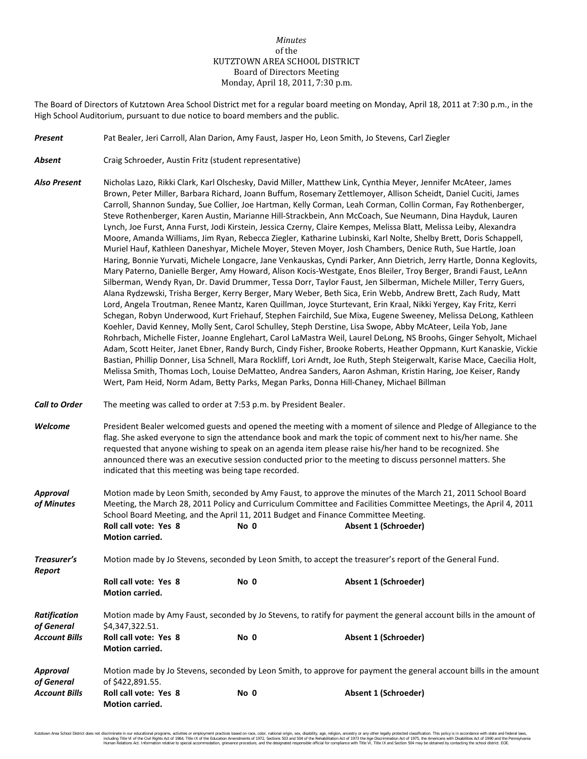*Minutes*
of the
KUTZTOWN AREA SCHOOL DISTRICT
Board of Directors Meeting
Monday, April 18, 2011, 7:30 p.m.

The Board of Directors of Kutztown Area School District met for a regular board meeting on Monday, April 18, 2011 at 7:30 p.m., in the High School Auditorium, pursuant to due notice to board members and the public.

***Present*** Pat Bealer, Jeri Carroll, Alan Darion, Amy Faust, Jasper Ho, Leon Smith, Jo Stevens, Carl Ziegler

***Absent*** Craig Schroeder, Austin Fritz (student representative)

***Also Present*** Nicholas Lazo, Rikki Clark, Karl Olschesky, David Miller, Matthew Link, Cynthia Meyer, Jennifer McAteer, James Brown, Peter Miller, Barbara Richard, Joann Buffum, Rosemary Zettlemoyer, Allison Scheidt, Daniel Cuciti, James Carroll, Shannon Sunday, Sue Collier, Joe Hartman, Kelly Corman, Leah Corman, Collin Corman, Fay Rothenberger, Steve Rothenberger, Karen Austin, Marianne Hill-Strackbein, Ann McCoach, Sue Neumann, Dina Hayduk, Lauren Lynch, Joe Furst, Anna Furst, Jodi Kirstein, Jessica Czerny, Claire Kempes, Melissa Blatt, Melissa Leiby, Alexandra Moore, Amanda Williams, Jim Ryan, Rebecca Ziegler, Katharine Lubinski, Karl Nolte, Shelby Brett, Doris Schappell, Muriel Hauf, Kathleen Daneshyar, Michele Moyer, Steven Moyer, Josh Chambers, Denice Ruth, Sue Hartle, Joan Haring, Bonnie Yurvati, Michele Longacre, Jane Venkauskas, Cyndi Parker, Ann Dietrich, Jerry Hartle, Donna Keglovits, Mary Paterno, Danielle Berger, Amy Howard, Alison Kocis-Westgate, Enos Bleiler, Troy Berger, Brandi Faust, LeAnn Silberman, Wendy Ryan, Dr. David Drummer, Tessa Dorr, Taylor Faust, Jen Silberman, Michele Miller, Terry Guers, Alana Rydzewski, Trisha Berger, Kerry Berger, Mary Weber, Beth Sica, Erin Webb, Andrew Brett, Zach Rudy, Matt Lord, Angela Troutman, Renee Mantz, Karen Quillman, Joyce Sturtevant, Erin Kraal, Nikki Yergey, Kay Fritz, Kerri Schegan, Robyn Underwood, Kurt Friehauf, Stephen Fairchild, Sue Mixa, Eugene Sweeney, Melissa DeLong, Kathleen Koehler, David Kenney, Molly Sent, Carol Schulley, Steph Derstine, Lisa Swope, Abby McAteer, Leila Yob, Jane Rohrbach, Michelle Fister, Joanne Englehart, Carol LaMastra Weil, Laurel DeLong, NS Broohs, Ginger Sehyolt, Michael Adam, Scott Heiter, Janet Ebner, Randy Burch, Cindy Fisher, Brooke Roberts, Heather Oppmann, Kurt Kanaskie, Vickie Bastian, Phillip Donner, Lisa Schnell, Mara Rockliff, Lori Arndt, Joe Ruth, Steph Steigerwalt, Karise Mace, Caecilia Holt, Melissa Smith, Thomas Loch, Louise DeMatteo, Andrea Sanders, Aaron Ashman, Kristin Haring, Joe Keiser, Randy Wert, Pam Heid, Norm Adam, Betty Parks, Megan Parks, Donna Hill-Chaney, Michael Billman

***Call to Order*** The meeting was called to order at 7:53 p.m. by President Bealer.

***Welcome*** President Bealer welcomed guests and opened the meeting with a moment of silence and Pledge of Allegiance to the flag. She asked everyone to sign the attendance book and mark the topic of comment next to his/her name. She requested that anyone wishing to speak on an agenda item please raise his/her hand to be recognized. She announced there was an executive session conducted prior to the meeting to discuss personnel matters. She indicated that this meeting was being tape recorded.

***Approval of Minutes*** Motion made by Leon Smith, seconded by Amy Faust, to approve the minutes of the March 21, 2011 School Board Meeting, the March 28, 2011 Policy and Curriculum Committee and Facilities Committee Meetings, the April 4, 2011 School Board Meeting, and the April 11, 2011 Budget and Finance Committee Meeting.
**Roll call vote: Yes 8** **No 0** **Absent 1 (Schroeder)**
**Motion carried.**

***Treasurer's Report*** Motion made by Jo Stevens, seconded by Leon Smith, to accept the treasurer's report of the General Fund.
**Roll call vote: Yes 8** **No 0** **Absent 1 (Schroeder)**
**Motion carried.**

***Ratification of General Account Bills*** Motion made by Amy Faust, seconded by Jo Stevens, to ratify for payment the general account bills in the amount of $4,347,322.51.
**Roll call vote: Yes 8** **No 0** **Absent 1 (Schroeder)**
**Motion carried.**

***Approval of General Account Bills*** Motion made by Jo Stevens, seconded by Leon Smith, to approve for payment the general account bills in the amount of $422,891.55.
**Roll call vote: Yes 8** **No 0** **Absent 1 (Schroeder)**
**Motion carried.**

Kutztown Area School District does not discriminate in our educational programs, activities or employment practices based on race, color, national origin, sex, disability, age, religion, ancestry or any other legally protected classification. This policy is in accordance with state and federal laws, including Title VI of the Civil Rights Act of 1964, Title IX of the Education Amendments of 1972, Sections 503 and 504 of the Rehabilitation Act of 1973 the Age Discrimination Act of 1975, the Americans with Disabilities Act of 1990 and the Pennsylvania Human Relations Act. Information relative to special accommodation, grievance procedure, and the designated responsible official for compliance with Title VI, Title IX and Section 504 may be obtained by contacting the school district. EOE.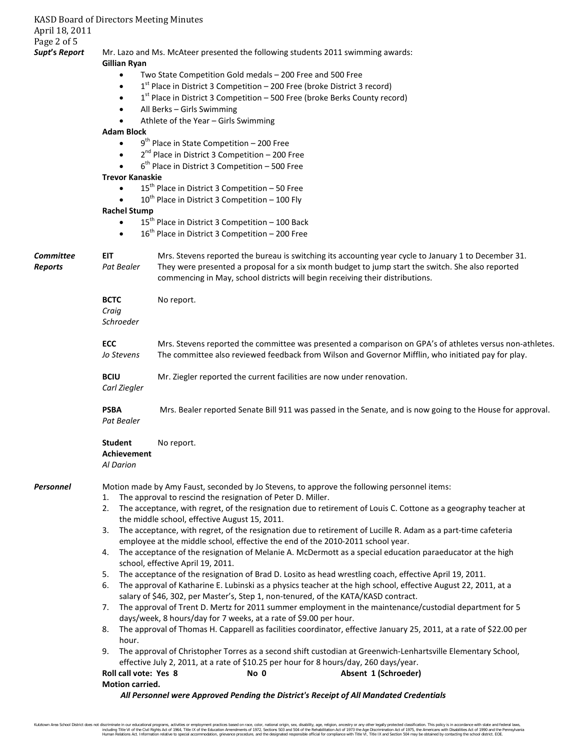**Supt's Report**

Mr. Lazo and Ms. McAteer presented the following students 2011 swimming awards:

**Gillian Ryan**

- Two State Competition Gold medals – 200 Free and 500 Free
- 1st Place in District 3 Competition – 200 Free (broke District 3 record)
- 1st Place in District 3 Competition – 500 Free (broke Berks County record)
- All Berks – Girls Swimming
- Athlete of the Year – Girls Swimming

**Adam Block**

- 9th Place in State Competition – 200 Free
- 2nd Place in District 3 Competition – 200 Free
- 6th Place in District 3 Competition – 500 Free

**Trevor Kanaskie**

- 15th Place in District 3 Competition – 50 Free
- 10th Place in District 3 Competition – 100 Fly

**Rachel Stump**

- 15th Place in District 3 Competition – 100 Back
- 16th Place in District 3 Competition – 200 Free

**Committee Reports**

**EIT** *Pat Bealer* — Mrs. Stevens reported the bureau is switching its accounting year cycle to January 1 to December 31. They were presented a proposal for a six month budget to jump start the switch. She also reported commencing in May, school districts will begin receiving their distributions.

**BCTC** *Craig Schroeder* — No report.

**ECC** *Jo Stevens* — Mrs. Stevens reported the committee was presented a comparison on GPA's of athletes versus non-athletes. The committee also reviewed feedback from Wilson and Governor Mifflin, who initiated pay for play.

**BCIU** *Carl Ziegler* — Mr. Ziegler reported the current facilities are now under renovation.

**PSBA** *Pat Bealer* — Mrs. Bealer reported Senate Bill 911 was passed in the Senate, and is now going to the House for approval.

**Student Achievement** *Al Darion* — No report.

**Personnel**

Motion made by Amy Faust, seconded by Jo Stevens, to approve the following personnel items:

1. The approval to rescind the resignation of Peter D. Miller.
2. The acceptance, with regret, of the resignation due to retirement of Louis C. Cottone as a geography teacher at the middle school, effective August 15, 2011.
3. The acceptance, with regret, of the resignation due to retirement of Lucille R. Adam as a part-time cafeteria employee at the middle school, effective the end of the 2010-2011 school year.
4. The acceptance of the resignation of Melanie A. McDermott as a special education paraeducator at the high school, effective April 19, 2011.
5. The acceptance of the resignation of Brad D. Losito as head wrestling coach, effective April 19, 2011.
6. The approval of Katharine E. Lubinski as a physics teacher at the high school, effective August 22, 2011, at a salary of $46, 302, per Master's, Step 1, non-tenured, of the KATA/KASD contract.
7. The approval of Trent D. Mertz for 2011 summer employment in the maintenance/custodial department for 5 days/week, 8 hours/day for 7 weeks, at a rate of $9.00 per hour.
8. The approval of Thomas H. Capparell as facilities coordinator, effective January 25, 2011, at a rate of $22.00 per hour.
9. The approval of Christopher Torres as a second shift custodian at Greenwich-Lenhartsville Elementary School, effective July 2, 2011, at a rate of $10.25 per hour for 8 hours/day, 260 days/year.

**Roll call vote: Yes 8 No 0 Absent 1 (Schroeder)**

**Motion carried.**

***All Personnel were Approved Pending the District's Receipt of All Mandated Credentials***

Kutztown Area School District does not discriminate in our educational programs, activities or employment practices based on race, color, national origin, sex, disability, age, religion, ancestry or any other legally protected classification. This policy is in accordance with state and federal laws, including Title VI of the Civil Rights Act of 1964, Title IX of the Education Amendments of 1972, Sections 503 and 504 of the Rehabilitation Act of 1973 the Age Discrimination Act of 1975, the Americans with Disabilities Act of 1990 and the Pennsylvania Human Relations Act. Information relative to special accommodation, grievance procedure, and the designated responsible official for compliance with Title VI, Title IX and Section 504 may be obtained by contacting the school district. EOE.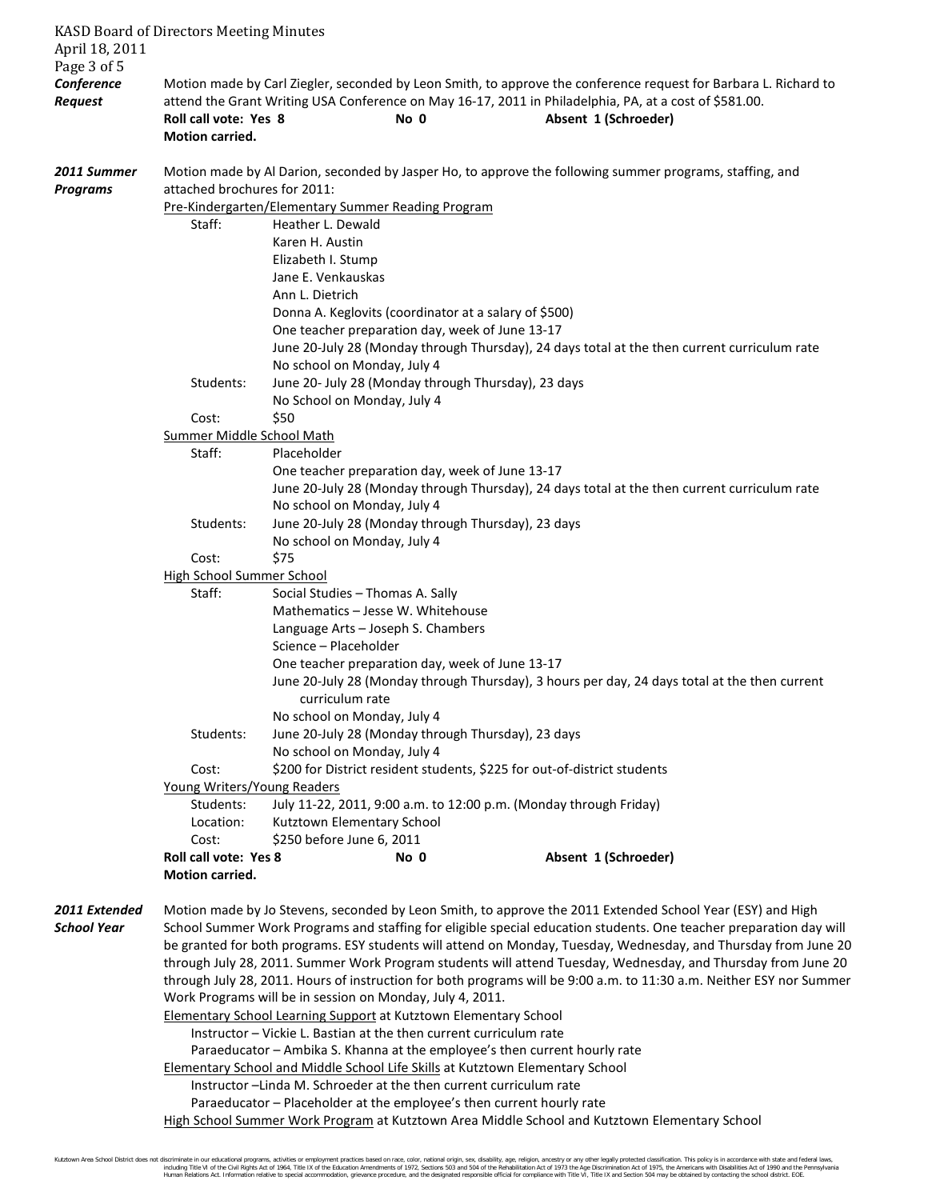**Conference Request**

Motion made by Carl Ziegler, seconded by Leon Smith, to approve the conference request for Barbara L. Richard to attend the Grant Writing USA Conference on May 16-17, 2011 in Philadelphia, PA, at a cost of $581.00.

**Roll call vote: Yes 8 No 0 Absent 1 (Schroeder)**
**Motion carried.**

**2011 Summer Programs**

Motion made by Al Darion, seconded by Jasper Ho, to approve the following summer programs, staffing, and attached brochures for 2011:

Pre-Kindergarten/Elementary Summer Reading Program

- Staff:
  - Heather L. Dewald
  - Karen H. Austin
  - Elizabeth I. Stump
  - Jane E. Venkauskas
  - Ann L. Dietrich
  - Donna A. Keglovits (coordinator at a salary of $500)
  - One teacher preparation day, week of June 13-17
  - June 20-July 28 (Monday through Thursday), 24 days total at the then current curriculum rate
  - No school on Monday, July 4
- Students:
  - June 20- July 28 (Monday through Thursday), 23 days
  - No School on Monday, July 4
- Cost: $50

Summer Middle School Math

- Staff:
  - Placeholder
  - One teacher preparation day, week of June 13-17
  - June 20-July 28 (Monday through Thursday), 24 days total at the then current curriculum rate
  - No school on Monday, July 4
- Students:
  - June 20-July 28 (Monday through Thursday), 23 days
  - No school on Monday, July 4
- Cost: $75

High School Summer School

- Staff:
  - Social Studies – Thomas A. Sally
  - Mathematics – Jesse W. Whitehouse
  - Language Arts – Joseph S. Chambers
  - Science – Placeholder
  - One teacher preparation day, week of June 13-17
  - June 20-July 28 (Monday through Thursday), 3 hours per day, 24 days total at the then current curriculum rate
  - No school on Monday, July 4
- Students:
  - June 20-July 28 (Monday through Thursday), 23 days
  - No school on Monday, July 4
- Cost: $200 for District resident students, $225 for out-of-district students

Young Writers/Young Readers

- Students: July 11-22, 2011, 9:00 a.m. to 12:00 p.m. (Monday through Friday)
- Location: Kutztown Elementary School
- Cost: $250 before June 6, 2011

**Roll call vote: Yes 8 No 0 Absent 1 (Schroeder)**
**Motion carried.**

**2011 Extended School Year**

Motion made by Jo Stevens, seconded by Leon Smith, to approve the 2011 Extended School Year (ESY) and High School Summer Work Programs and staffing for eligible special education students. One teacher preparation day will be granted for both programs. ESY students will attend on Monday, Tuesday, Wednesday, and Thursday from June 20 through July 28, 2011. Summer Work Program students will attend Tuesday, Wednesday, and Thursday from June 20 through July 28, 2011. Hours of instruction for both programs will be 9:00 a.m. to 11:30 a.m. Neither ESY nor Summer Work Programs will be in session on Monday, July 4, 2011.

Elementary School Learning Support at Kutztown Elementary School

- Instructor – Vickie L. Bastian at the then current curriculum rate
- Paraeducator – Ambika S. Khanna at the employee's then current hourly rate

Elementary School and Middle School Life Skills at Kutztown Elementary School

- Instructor –Linda M. Schroeder at the then current curriculum rate
- Paraeducator – Placeholder at the employee's then current hourly rate

High School Summer Work Program at Kutztown Area Middle School and Kutztown Elementary School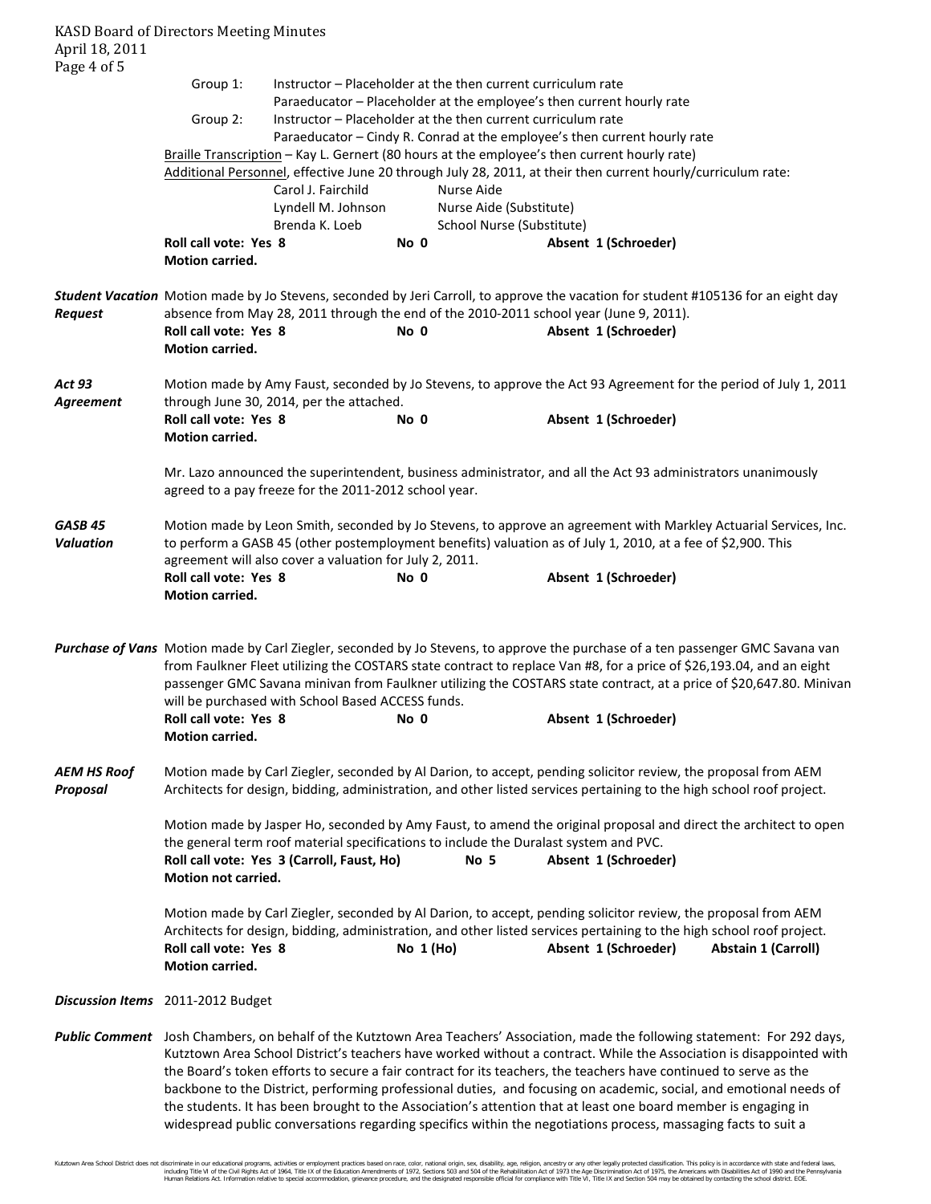Group 1: Instructor – Placeholder at the then current curriculum rate
Paraeducator – Placeholder at the employee's then current hourly rate

Group 2: Instructor – Placeholder at the then current curriculum rate
Paraeducator – Cindy R. Conrad at the employee's then current hourly rate

Braille Transcription – Kay L. Gernert (80 hours at the employee's then current hourly rate)

Additional Personnel, effective June 20 through July 28, 2011, at their then current hourly/curriculum rate:

| | |
|---|---|
| Carol J. Fairchild | Nurse Aide |
| Lyndell M. Johnson | Nurse Aide (Substitute) |
| Brenda K. Loeb | School Nurse (Substitute) |

**Roll call vote: Yes 8 No 0 Absent 1 (Schroeder)**
**Motion carried.**

***Student Vacation Request*** Motion made by Jo Stevens, seconded by Jeri Carroll, to approve the vacation for student #105136 for an eight day absence from May 28, 2011 through the end of the 2010-2011 school year (June 9, 2011).
**Roll call vote: Yes 8 No 0 Absent 1 (Schroeder)**
**Motion carried.**

***Act 93 Agreement*** Motion made by Amy Faust, seconded by Jo Stevens, to approve the Act 93 Agreement for the period of July 1, 2011 through June 30, 2014, per the attached.
**Roll call vote: Yes 8 No 0 Absent 1 (Schroeder)**
**Motion carried.**

Mr. Lazo announced the superintendent, business administrator, and all the Act 93 administrators unanimously agreed to a pay freeze for the 2011-2012 school year.

***GASB 45 Valuation*** Motion made by Leon Smith, seconded by Jo Stevens, to approve an agreement with Markley Actuarial Services, Inc. to perform a GASB 45 (other postemployment benefits) valuation as of July 1, 2010, at a fee of $2,900. This agreement will also cover a valuation for July 2, 2011.
**Roll call vote: Yes 8 No 0 Absent 1 (Schroeder)**
**Motion carried.**

***Purchase of Vans*** Motion made by Carl Ziegler, seconded by Jo Stevens, to approve the purchase of a ten passenger GMC Savana van from Faulkner Fleet utilizing the COSTARS state contract to replace Van #8, for a price of $26,193.04, and an eight passenger GMC Savana minivan from Faulkner utilizing the COSTARS state contract, at a price of $20,647.80. Minivan will be purchased with School Based ACCESS funds.
**Roll call vote: Yes 8 No 0 Absent 1 (Schroeder)**
**Motion carried.**

***AEM HS Roof Proposal*** Motion made by Carl Ziegler, seconded by Al Darion, to accept, pending solicitor review, the proposal from AEM Architects for design, bidding, administration, and other listed services pertaining to the high school roof project.

Motion made by Jasper Ho, seconded by Amy Faust, to amend the original proposal and direct the architect to open the general term roof material specifications to include the Duralast system and PVC.
**Roll call vote: Yes 3 (Carroll, Faust, Ho) No 5 Absent 1 (Schroeder)**
**Motion not carried.**

Motion made by Carl Ziegler, seconded by Al Darion, to accept, pending solicitor review, the proposal from AEM Architects for design, bidding, administration, and other listed services pertaining to the high school roof project.
**Roll call vote: Yes 8 No 1 (Ho) Absent 1 (Schroeder) Abstain 1 (Carroll)**
**Motion carried.**

***Discussion Items*** 2011-2012 Budget

***Public Comment*** Josh Chambers, on behalf of the Kutztown Area Teachers' Association, made the following statement: For 292 days, Kutztown Area School District's teachers have worked without a contract. While the Association is disappointed with the Board's token efforts to secure a fair contract for its teachers, the teachers have continued to serve as the backbone to the District, performing professional duties, and focusing on academic, social, and emotional needs of the students. It has been brought to the Association's attention that at least one board member is engaging in widespread public conversations regarding specifics within the negotiations process, massaging facts to suit a

Kutztown Area School District does not discriminate in our educational programs, activities or employment practices based on race, color, national origin, sex, disability, age, religion, ancestry or any other legally protected classification. This policy is in accordance with state and federal laws, including Title VI of the Civil Rights Act of 1964, Title IX of the Education Amendments of 1972, Sections 503 and 504 of the Rehabilitation Act of 1973 the Age Discrimination Act of 1975, the Americans with Disabilities Act of 1990 and the Pennsylvania Human Relations Act. Information relative to special accommodation, grievance procedure, and the designated responsible official for compliance with Title VI, Title IX and Section 504 may be obtained by contacting the school district. EOE.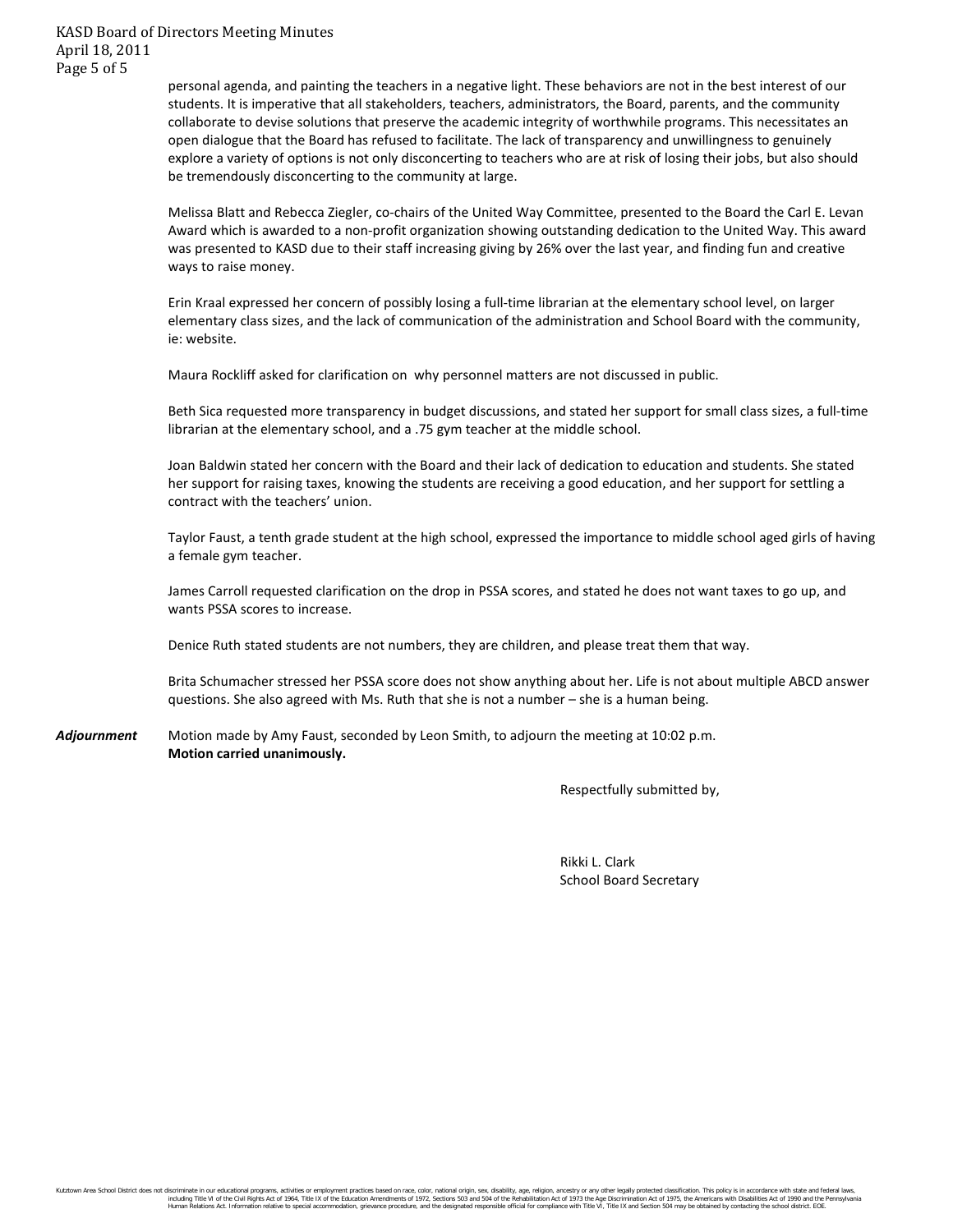personal agenda, and painting the teachers in a negative light. These behaviors are not in the best interest of our students. It is imperative that all stakeholders, teachers, administrators, the Board, parents, and the community collaborate to devise solutions that preserve the academic integrity of worthwhile programs. This necessitates an open dialogue that the Board has refused to facilitate. The lack of transparency and unwillingness to genuinely explore a variety of options is not only disconcerting to teachers who are at risk of losing their jobs, but also should be tremendously disconcerting to the community at large.

Melissa Blatt and Rebecca Ziegler, co-chairs of the United Way Committee, presented to the Board the Carl E. Levan Award which is awarded to a non-profit organization showing outstanding dedication to the United Way. This award was presented to KASD due to their staff increasing giving by 26% over the last year, and finding fun and creative ways to raise money.

Erin Kraal expressed her concern of possibly losing a full-time librarian at the elementary school level, on larger elementary class sizes, and the lack of communication of the administration and School Board with the community, ie: website.

Maura Rockliff asked for clarification on why personnel matters are not discussed in public.

Beth Sica requested more transparency in budget discussions, and stated her support for small class sizes, a full-time librarian at the elementary school, and a .75 gym teacher at the middle school.

Joan Baldwin stated her concern with the Board and their lack of dedication to education and students. She stated her support for raising taxes, knowing the students are receiving a good education, and her support for settling a contract with the teachers' union.

Taylor Faust, a tenth grade student at the high school, expressed the importance to middle school aged girls of having a female gym teacher.

James Carroll requested clarification on the drop in PSSA scores, and stated he does not want taxes to go up, and wants PSSA scores to increase.

Denice Ruth stated students are not numbers, they are children, and please treat them that way.

Brita Schumacher stressed her PSSA score does not show anything about her. Life is not about multiple ABCD answer questions. She also agreed with Ms. Ruth that she is not a number – she is a human being.

***Adjournment*** Motion made by Amy Faust, seconded by Leon Smith, to adjourn the meeting at 10:02 p.m.
**Motion carried unanimously.**

Respectfully submitted by,

Rikki L. Clark
School Board Secretary

Kutztown Area School District does not discriminate in our educational programs, activities or employment practices based on race, color, national origin, sex, disability, age, religion, ancestry or any other legally protected classification. This policy is in accordance with state and federal laws, including Title VI of the Civil Rights Act of 1964, Title IX of the Education Amendments of 1972, Sections 503 and 504 of the Rehabilitation Act of 1973 the Age Discrimination Act of 1975, the Americans with Disabilities Act of 1990 and the Pennsylvania Human Relations Act. Information relative to special accommodation, grievance procedure, and the designated responsible official for compliance with Title VI, Title IX and Section 504 may be obtained by contacting the school district. EOE.